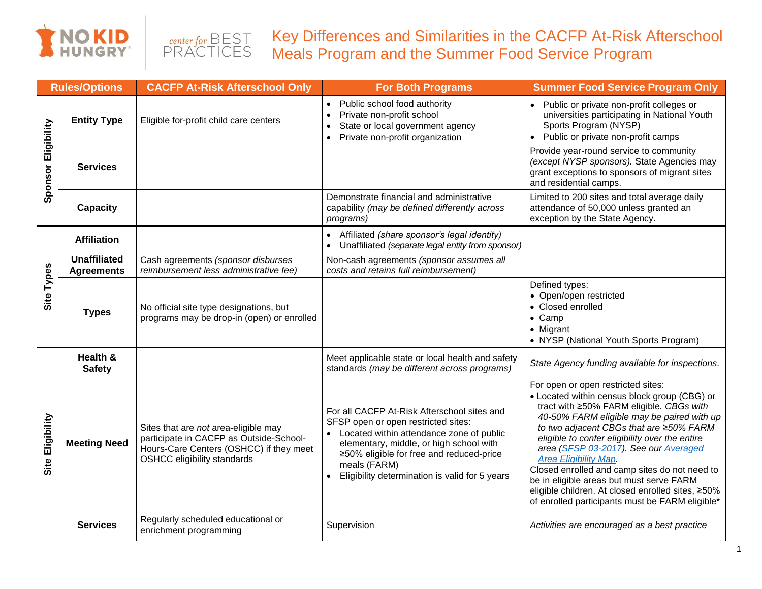# Key Differences and Similarities in the CACFP At-Risk Afterschool Meals Program and the Summer Food Service Program

| Rules/Options | | CACFP At-Risk Afterschool Only | For Both Programs | Summer Food Service Program Only |
|---|---|---|---|---|
| **Sponsor Eligibility** | **Entity Type** | Eligible for-profit child care centers | • Public school food authority<br>• Private non-profit school<br>• State or local government agency<br>• Private non-profit organization | • Public or private non-profit colleges or universities participating in National Youth Sports Program (NYSP)<br>• Public or private non-profit camps |
| | **Services** | | | Provide year-round service to community *(except NYSP sponsors).* State Agencies may grant exceptions to sponsors of migrant sites and residential camps. |
| | **Capacity** | | Demonstrate financial and administrative capability *(may be defined differently across programs)* | Limited to 200 sites and total average daily attendance of 50,000 unless granted an exception by the State Agency. |
| **Site Types** | **Affiliation** | | • Affiliated *(share sponsor's legal identity)*<br>• Unaffiliated *(separate legal entity from sponsor)* | |
| | **Unaffiliated Agreements** | Cash agreements *(sponsor disburses reimbursement less administrative fee)* | Non-cash agreements *(sponsor assumes all costs and retains full reimbursement)* | |
| | **Types** | No official site type designations, but programs may be drop-in (open) or enrolled | | Defined types:<br>• Open/open restricted<br>• Closed enrolled<br>• Camp<br>• Migrant<br>• NYSP (National Youth Sports Program) |
| **Site Eligibility** | **Health & Safety** | | Meet applicable state or local health and safety standards *(may be different across programs)* | *State Agency funding available for inspections.* |
| | **Meeting Need** | Sites that are *not* area-eligible may participate in CACFP as Outside-School-Hours-Care Centers (OSHCC) if they meet OSHCC eligibility standards | For all CACFP At-Risk Afterschool sites and SFSP open or open restricted sites:<br>• Located within attendance zone of public elementary, middle, or high school with ≥50% eligible for free and reduced-price meals (FARM)<br>• Eligibility determination is valid for 5 years | For open or open restricted sites:<br>• Located within census block group (CBG) or tract with ≥50% FARM eligible. *CBGs with 40-50% FARM eligible may be paired with up to two adjacent CBGs that are ≥50% FARM eligible to confer eligibility over the entire area ([SFSP 03-2017]). See our [Averaged Area Eligibility Map].*<br>Closed enrolled and camp sites do not need to be in eligible areas but must serve FARM eligible children. At closed enrolled sites, ≥50% of enrolled participants must be FARM eligible* |
| | **Services** | Regularly scheduled educational or enrichment programming | Supervision | *Activities are encouraged as a best practice* |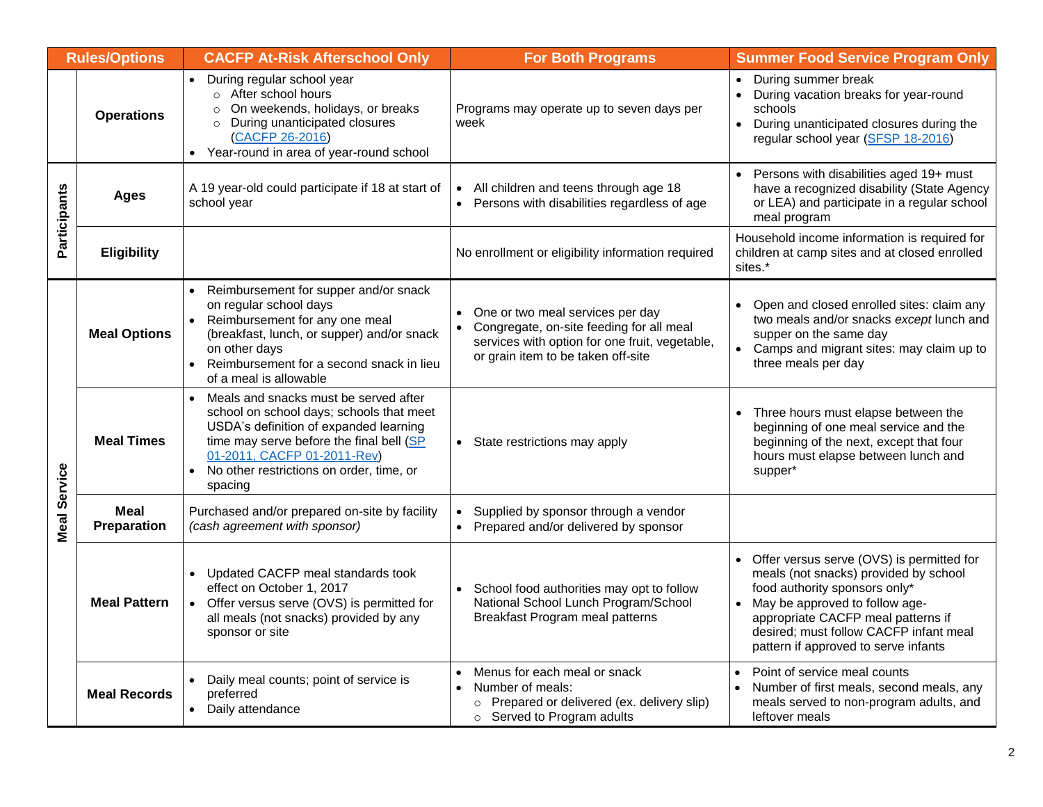| Rules/Options | | CACFP At-Risk Afterschool Only | For Both Programs | Summer Food Service Program Only |
|---|---|---|---|---|
| | **Operations** | • During regular school year<br>  ○ After school hours<br>  ○ On weekends, holidays, or breaks<br>  ○ During unanticipated closures (CACFP 26-2016)<br>• Year-round in area of year-round school | Programs may operate up to seven days per week | • During summer break<br>• During vacation breaks for year-round schools<br>• During unanticipated closures during the regular school year (SFSP 18-2016) |
| **Participants** | **Ages** | A 19 year-old could participate if 18 at start of school year | • All children and teens through age 18<br>• Persons with disabilities regardless of age | • Persons with disabilities aged 19+ must have a recognized disability (State Agency or LEA) and participate in a regular school meal program |
| **Participants** | **Eligibility** | | No enrollment or eligibility information required | Household income information is required for children at camp sites and at closed enrolled sites.* |
| **Meal Service** | **Meal Options** | • Reimbursement for supper and/or snack on regular school days<br>• Reimbursement for any one meal (breakfast, lunch, or supper) and/or snack on other days<br>• Reimbursement for a second snack in lieu of a meal is allowable | • One or two meal services per day<br>• Congregate, on-site feeding for all meal services with option for one fruit, vegetable, or grain item to be taken off-site | • Open and closed enrolled sites: claim any two meals and/or snacks *except* lunch and supper on the same day<br>• Camps and migrant sites: may claim up to three meals per day |
| **Meal Service** | **Meal Times** | • Meals and snacks must be served after school on school days; schools that meet USDA's definition of expanded learning time may serve before the final bell (SP 01-2011, CACFP 01-2011-Rev)<br>• No other restrictions on order, time, or spacing | • State restrictions may apply | • Three hours must elapse between the beginning of one meal service and the beginning of the next, except that four hours must elapse between lunch and supper* |
| **Meal Service** | **Meal Preparation** | Purchased and/or prepared on-site by facility *(cash agreement with sponsor)* | • Supplied by sponsor through a vendor<br>• Prepared and/or delivered by sponsor | |
| **Meal Service** | **Meal Pattern** | • Updated CACFP meal standards took effect on October 1, 2017<br>• Offer versus serve (OVS) is permitted for all meals (not snacks) provided by any sponsor or site | • School food authorities may opt to follow National School Lunch Program/School Breakfast Program meal patterns | • Offer versus serve (OVS) is permitted for meals (not snacks) provided by school food authority sponsors only*<br>• May be approved to follow age-appropriate CACFP meal patterns if desired; must follow CACFP infant meal pattern if approved to serve infants |
| **Meal Service** | **Meal Records** | • Daily meal counts; point of service is preferred<br>• Daily attendance | • Menus for each meal or snack<br>• Number of meals:<br>  ○ Prepared or delivered (ex. delivery slip)<br>  ○ Served to Program adults | • Point of service meal counts<br>• Number of first meals, second meals, any meals served to non-program adults, and leftover meals |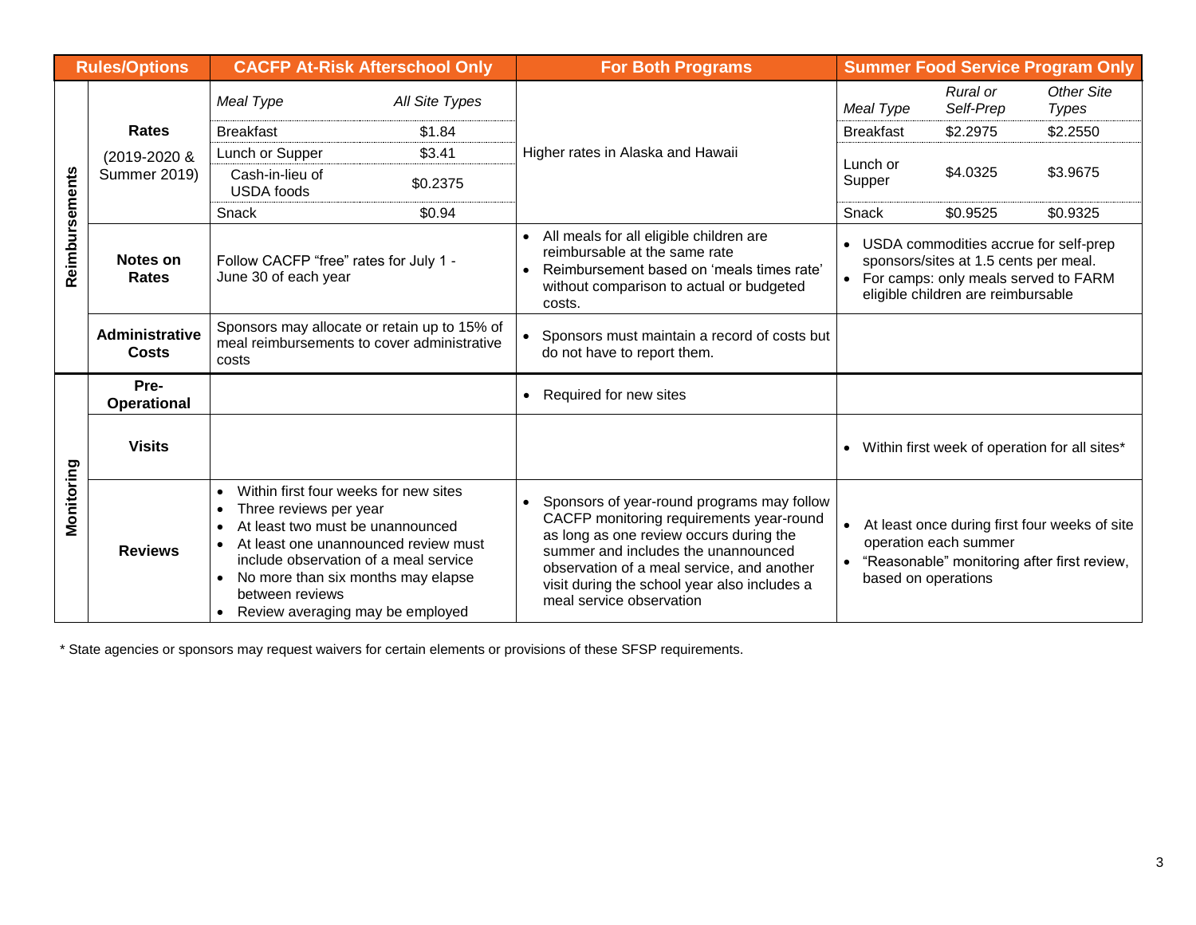| Rules/Options | | CACFP At-Risk Afterschool Only | For Both Programs | Summer Food Service Program Only |
|---|---|---|---|---|
| Reimbursements | **Rates** (2019-2020 & Summer 2019) | *Meal Type* / *All Site Types*<br>Breakfast: $1.84<br>Lunch or Supper: $3.41<br>Cash-in-lieu of USDA foods: $0.2375<br>Snack: $0.94 | Higher rates in Alaska and Hawaii | *Meal Type* / *Rural or Self-Prep* / *Other Site Types*<br>Breakfast: $2.2975 / $2.2550<br>Lunch or Supper: $4.0325 / $3.9675<br>Snack: $0.9525 / $0.9325 |
| | **Notes on Rates** | Follow CACFP "free" rates for July 1 - June 30 of each year | • All meals for all eligible children are reimbursable at the same rate<br>• Reimbursement based on 'meals times rate' without comparison to actual or budgeted costs. | • USDA commodities accrue for self-prep sponsors/sites at 1.5 cents per meal.<br>• For camps: only meals served to FARM eligible children are reimbursable |
| | **Administrative Costs** | Sponsors may allocate or retain up to 15% of meal reimbursements to cover administrative costs | • Sponsors must maintain a record of costs but do not have to report them. | |
| Monitoring | **Pre-Operational** | | • Required for new sites | |
| | **Visits** | | | • Within first week of operation for all sites* |
| | **Reviews** | • Within first four weeks for new sites<br>• Three reviews per year<br>• At least two must be unannounced<br>• At least one unannounced review must include observation of a meal service<br>• No more than six months may elapse between reviews<br>• Review averaging may be employed | • Sponsors of year-round programs may follow CACFP monitoring requirements year-round as long as one review occurs during the summer and includes the unannounced observation of a meal service, and another visit during the school year also includes a meal service observation | • At least once during first four weeks of site operation each summer<br>• "Reasonable" monitoring after first review, based on operations |

* State agencies or sponsors may request waivers for certain elements or provisions of these SFSP requirements.